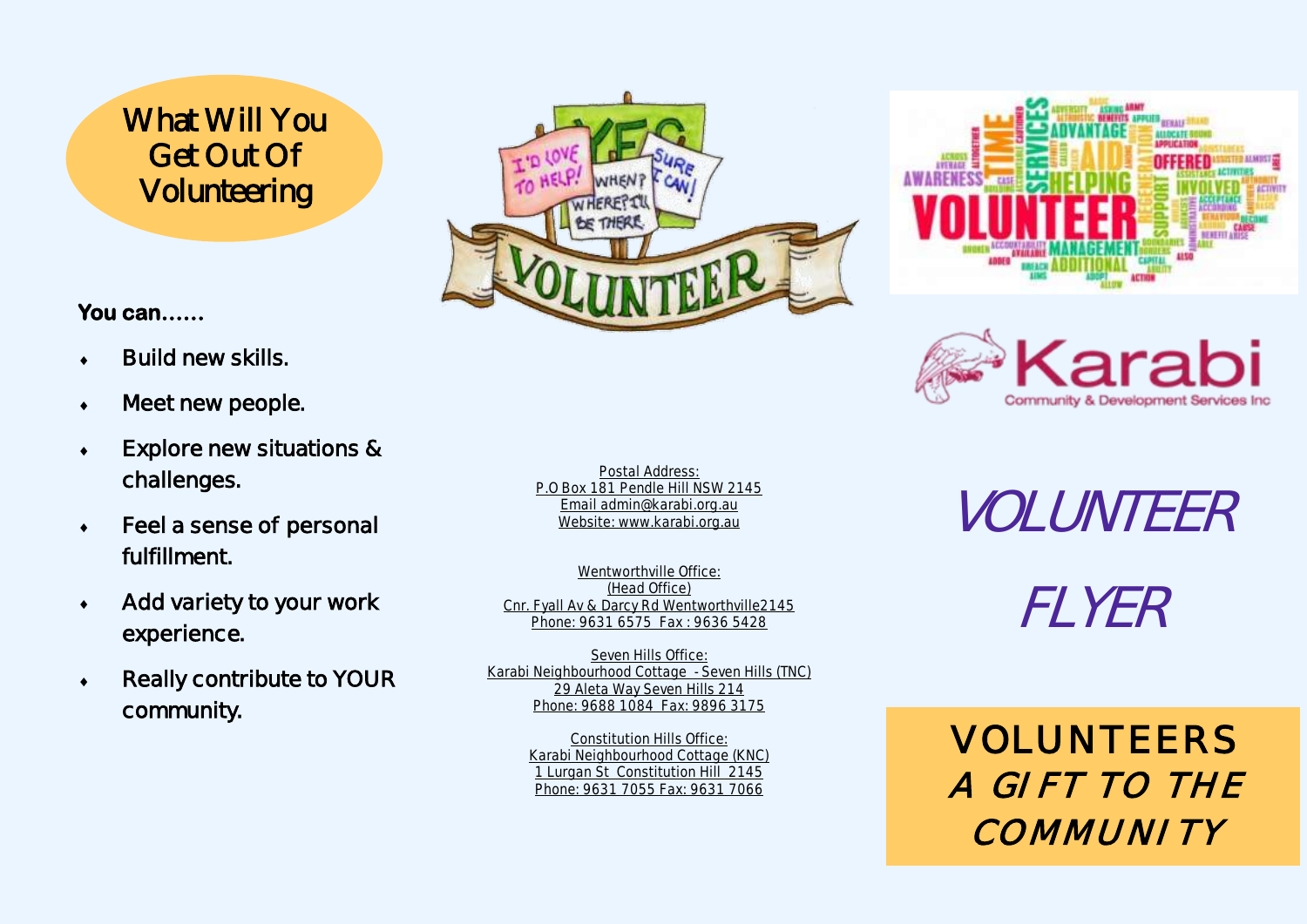# What Will You Get Out Of Volunteering

**You can……**

- Build new skills.
- Meet new people.
- Explore new situations & challenges.
- Feel a sense of personal fulfillment.
- Add variety to your work experience.
- Really contribute to YOUR community.

Postal Address:
P.O Box 181 Pendle Hill NSW 2145
Email admin@karabi.org.au
Website: www.karabi.org.au

Wentworthville Office:
(Head Office)
Cnr. Fyall Av & Darcy Rd Wentworthville2145
Phone: 9631 6575 Fax : 9636 5428

Seven Hills Office:
Karabi Neighbourhood Cottage - Seven Hills (TNC)
29 Aleta Way Seven Hills 214
Phone: 9688 1084 Fax: 9896 3175

Constitution Hills Office:
Karabi Neighbourhood Cottage (KNC)
1 Lurgan St Constitution Hill 2145
Phone: 9631 7055 Fax: 9631 7066

Karabi
Community & Development Services Inc

# *VOLUNTEER FLYER*

## VOLUNTEERS *A GIFT TO THE COMMUNITY*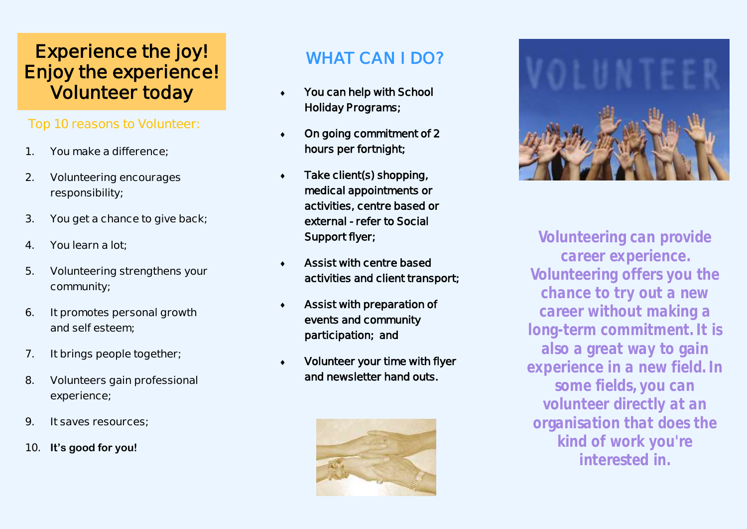# Experience the joy! Enjoy the experience! Volunteer today

## Top 10 reasons to Volunteer:

1. You make a difference;
2. Volunteering encourages responsibility;
3. You get a chance to give back;
4. You learn a lot;
5. Volunteering strengthens your community;
6. It promotes personal growth and self esteem;
7. It brings people together;
8. Volunteers gain professional experience;
9. It saves resources;
10. **It's good for you!**

## WHAT CAN I DO?

- You can help with School Holiday Programs;
- On going commitment of 2 hours per fortnight;
- Take client(s) shopping, medical appointments or activities, centre based or external - refer to Social Support flyer;
- Assist with centre based activities and client transport;
- Assist with preparation of events and community participation; and
- Volunteer your time with flyer and newsletter hand outs.

**Volunteering can provide career experience. Volunteering offers you the chance to try out a new career without making a long-term commitment. It is also a great way to gain experience in a new field. In some fields, you can volunteer directly at an organisation that does the kind of work you're interested in.**